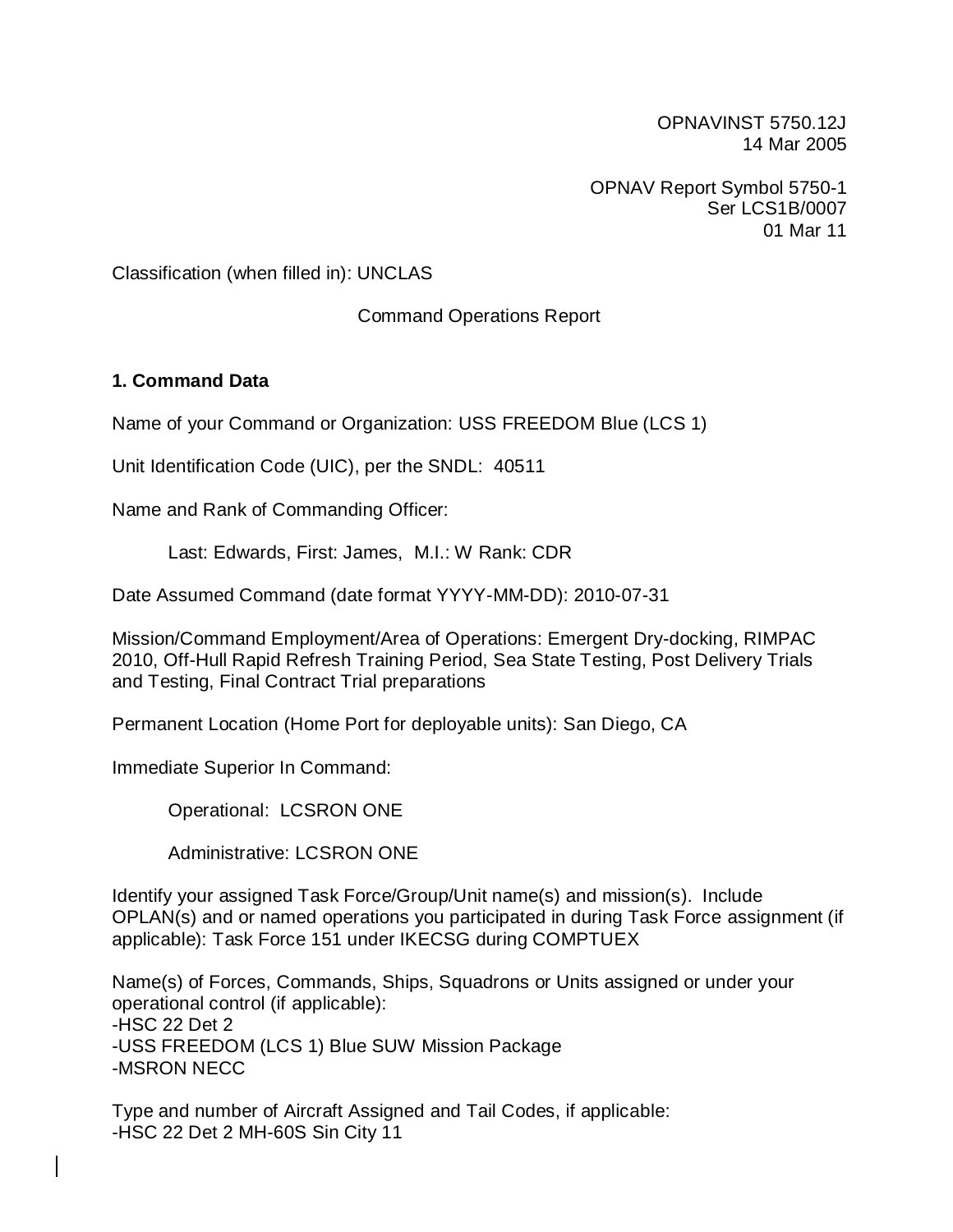OPNAVINST 5750.12J
14 Mar 2005

OPNAV Report Symbol 5750-1
Ser LCS1B/0007
01 Mar 11

Classification (when filled in): UNCLAS

Command Operations Report

**1. Command Data**

Name of your Command or Organization: USS FREEDOM Blue (LCS 1)

Unit Identification Code (UIC), per the SNDL: 40511

Name and Rank of Commanding Officer:

Last: Edwards, First: James, M.I.: W Rank: CDR

Date Assumed Command (date format YYYY-MM-DD): 2010-07-31

Mission/Command Employment/Area of Operations: Emergent Dry-docking, RIMPAC 2010, Off-Hull Rapid Refresh Training Period, Sea State Testing, Post Delivery Trials and Testing, Final Contract Trial preparations

Permanent Location (Home Port for deployable units): San Diego, CA

Immediate Superior In Command:

Operational: LCSRON ONE

Administrative: LCSRON ONE

Identify your assigned Task Force/Group/Unit name(s) and mission(s). Include OPLAN(s) and or named operations you participated in during Task Force assignment (if applicable): Task Force 151 under IKECSG during COMPTUEX

Name(s) of Forces, Commands, Ships, Squadrons or Units assigned or under your operational control (if applicable):
-HSC 22 Det 2
-USS FREEDOM (LCS 1) Blue SUW Mission Package
-MSRON NECC

Type and number of Aircraft Assigned and Tail Codes, if applicable:
-HSC 22 Det 2 MH-60S Sin City 11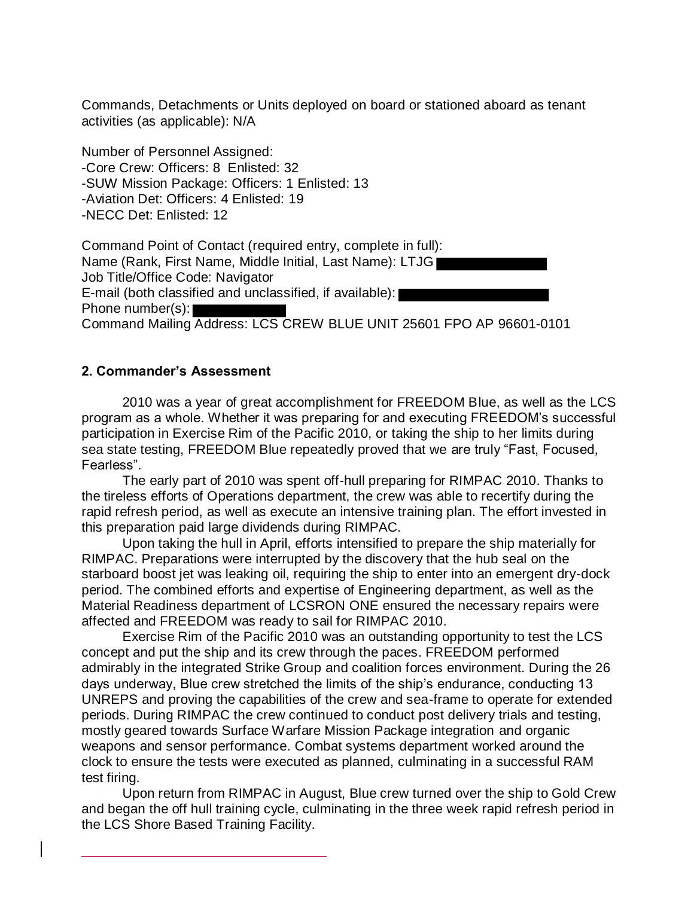Commands, Detachments or Units deployed on board or stationed aboard as tenant activities (as applicable): N/A

Number of Personnel Assigned:
-Core Crew: Officers: 8 Enlisted: 32
-SUW Mission Package: Officers: 1 Enlisted: 13
-Aviation Det: Officers: 4 Enlisted: 19
-NECC Det: Enlisted: 12

Command Point of Contact (required entry, complete in full):
Name (Rank, First Name, Middle Initial, Last Name): LTJG
Job Title/Office Code: Navigator
E-mail (both classified and unclassified, if available):
Phone number(s):
Command Mailing Address: LCS CREW BLUE UNIT 25601 FPO AP 96601-0101

## 2. Commander's Assessment

2010 was a year of great accomplishment for FREEDOM Blue, as well as the LCS program as a whole. Whether it was preparing for and executing FREEDOM's successful participation in Exercise Rim of the Pacific 2010, or taking the ship to her limits during sea state testing, FREEDOM Blue repeatedly proved that we are truly "Fast, Focused, Fearless".

The early part of 2010 was spent off-hull preparing for RIMPAC 2010. Thanks to the tireless efforts of Operations department, the crew was able to recertify during the rapid refresh period, as well as execute an intensive training plan. The effort invested in this preparation paid large dividends during RIMPAC.

Upon taking the hull in April, efforts intensified to prepare the ship materially for RIMPAC. Preparations were interrupted by the discovery that the hub seal on the starboard boost jet was leaking oil, requiring the ship to enter into an emergent dry-dock period. The combined efforts and expertise of Engineering department, as well as the Material Readiness department of LCSRON ONE ensured the necessary repairs were affected and FREEDOM was ready to sail for RIMPAC 2010.

Exercise Rim of the Pacific 2010 was an outstanding opportunity to test the LCS concept and put the ship and its crew through the paces. FREEDOM performed admirably in the integrated Strike Group and coalition forces environment. During the 26 days underway, Blue crew stretched the limits of the ship's endurance, conducting 13 UNREPS and proving the capabilities of the crew and sea-frame to operate for extended periods. During RIMPAC the crew continued to conduct post delivery trials and testing, mostly geared towards Surface Warfare Mission Package integration and organic weapons and sensor performance. Combat systems department worked around the clock to ensure the tests were executed as planned, culminating in a successful RAM test firing.

Upon return from RIMPAC in August, Blue crew turned over the ship to Gold Crew and began the off hull training cycle, culminating in the three week rapid refresh period in the LCS Shore Based Training Facility.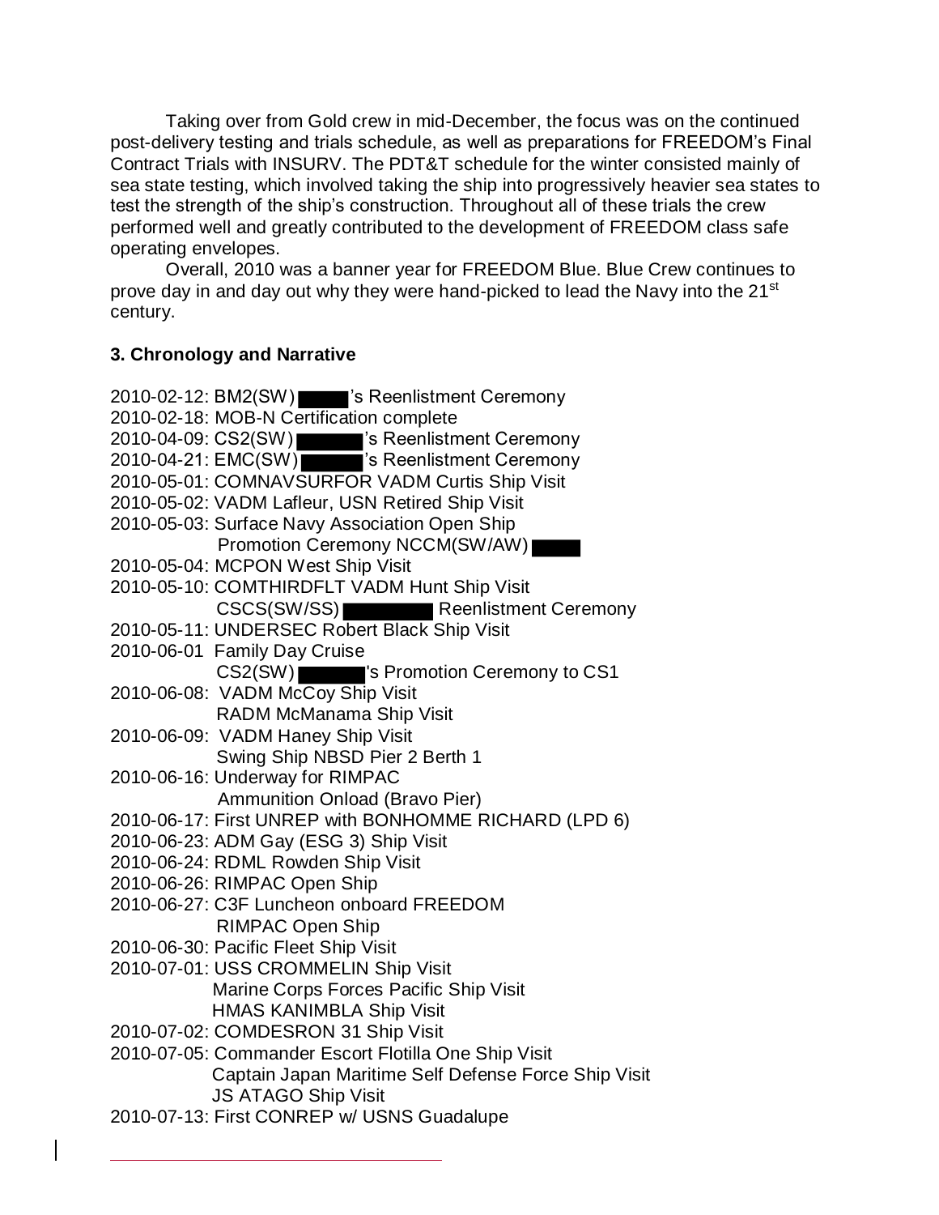Taking over from Gold crew in mid-December, the focus was on the continued post-delivery testing and trials schedule, as well as preparations for FREEDOM's Final Contract Trials with INSURV. The PDT&T schedule for the winter consisted mainly of sea state testing, which involved taking the ship into progressively heavier sea states to test the strength of the ship's construction. Throughout all of these trials the crew performed well and greatly contributed to the development of FREEDOM class safe operating envelopes.

Overall, 2010 was a banner year for FREEDOM Blue. Blue Crew continues to prove day in and day out why they were hand-picked to lead the Navy into the 21st century.

### 3. Chronology and Narrative

2010-02-12: BM2(SW) ███'s Reenlistment Ceremony
2010-02-18: MOB-N Certification complete
2010-04-09: CS2(SW) ███'s Reenlistment Ceremony
2010-04-21: EMC(SW) ███'s Reenlistment Ceremony
2010-05-01: COMNAVSURFOR VADM Curtis Ship Visit
2010-05-02: VADM Lafleur, USN Retired Ship Visit
2010-05-03: Surface Navy Association Open Ship
Promotion Ceremony NCCM(SW/AW) ███
2010-05-04: MCPON West Ship Visit
2010-05-10: COMTHIRDFLT VADM Hunt Ship Visit
CSCS(SW/SS) ███ Reenlistment Ceremony
2010-05-11: UNDERSEC Robert Black Ship Visit
2010-06-01 Family Day Cruise
CS2(SW) ███'s Promotion Ceremony to CS1
2010-06-08: VADM McCoy Ship Visit
RADM McManama Ship Visit
2010-06-09: VADM Haney Ship Visit
Swing Ship NBSD Pier 2 Berth 1
2010-06-16: Underway for RIMPAC
Ammunition Onload (Bravo Pier)
2010-06-17: First UNREP with BONHOMME RICHARD (LPD 6)
2010-06-23: ADM Gay (ESG 3) Ship Visit
2010-06-24: RDML Rowden Ship Visit
2010-06-26: RIMPAC Open Ship
2010-06-27: C3F Luncheon onboard FREEDOM
RIMPAC Open Ship
2010-06-30: Pacific Fleet Ship Visit
2010-07-01: USS CROMMELIN Ship Visit
Marine Corps Forces Pacific Ship Visit
HMAS KANIMBLA Ship Visit
2010-07-02: COMDESRON 31 Ship Visit
2010-07-05: Commander Escort Flotilla One Ship Visit
Captain Japan Maritime Self Defense Force Ship Visit
JS ATAGO Ship Visit
2010-07-13: First CONREP w/ USNS Guadalupe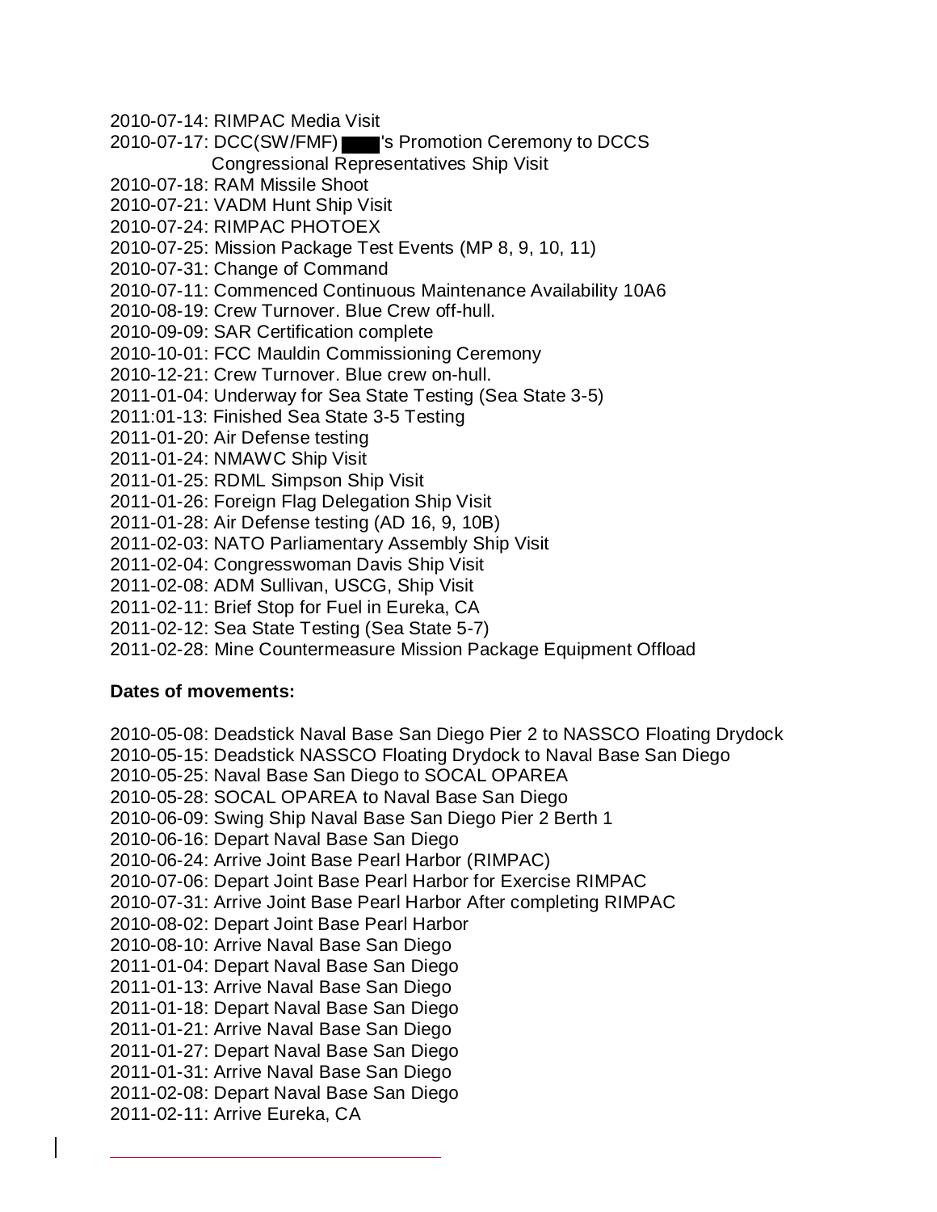2010-07-14: RIMPAC Media Visit
2010-07-17: DCC(SW/FMF) ████'s Promotion Ceremony to DCCS
Congressional Representatives Ship Visit
2010-07-18: RAM Missile Shoot
2010-07-21: VADM Hunt Ship Visit
2010-07-24: RIMPAC PHOTOEX
2010-07-25: Mission Package Test Events (MP 8, 9, 10, 11)
2010-07-31: Change of Command
2010-07-11: Commenced Continuous Maintenance Availability 10A6
2010-08-19: Crew Turnover. Blue Crew off-hull.
2010-09-09: SAR Certification complete
2010-10-01: FCC Mauldin Commissioning Ceremony
2010-12-21: Crew Turnover. Blue crew on-hull.
2011-01-04: Underway for Sea State Testing (Sea State 3-5)
2011:01-13: Finished Sea State 3-5 Testing
2011-01-20: Air Defense testing
2011-01-24: NMAWC Ship Visit
2011-01-25: RDML Simpson Ship Visit
2011-01-26: Foreign Flag Delegation Ship Visit
2011-01-28: Air Defense testing (AD 16, 9, 10B)
2011-02-03: NATO Parliamentary Assembly Ship Visit
2011-02-04: Congresswoman Davis Ship Visit
2011-02-08: ADM Sullivan, USCG, Ship Visit
2011-02-11: Brief Stop for Fuel in Eureka, CA
2011-02-12: Sea State Testing (Sea State 5-7)
2011-02-28: Mine Countermeasure Mission Package Equipment Offload

**Dates of movements:**

2010-05-08: Deadstick Naval Base San Diego Pier 2 to NASSCO Floating Drydock
2010-05-15: Deadstick NASSCO Floating Drydock to Naval Base San Diego
2010-05-25: Naval Base San Diego to SOCAL OPAREA
2010-05-28: SOCAL OPAREA to Naval Base San Diego
2010-06-09: Swing Ship Naval Base San Diego Pier 2 Berth 1
2010-06-16: Depart Naval Base San Diego
2010-06-24: Arrive Joint Base Pearl Harbor (RIMPAC)
2010-07-06: Depart Joint Base Pearl Harbor for Exercise RIMPAC
2010-07-31: Arrive Joint Base Pearl Harbor After completing RIMPAC
2010-08-02: Depart Joint Base Pearl Harbor
2010-08-10: Arrive Naval Base San Diego
2011-01-04: Depart Naval Base San Diego
2011-01-13: Arrive Naval Base San Diego
2011-01-18: Depart Naval Base San Diego
2011-01-21: Arrive Naval Base San Diego
2011-01-27: Depart Naval Base San Diego
2011-01-31: Arrive Naval Base San Diego
2011-02-08: Depart Naval Base San Diego
2011-02-11: Arrive Eureka, CA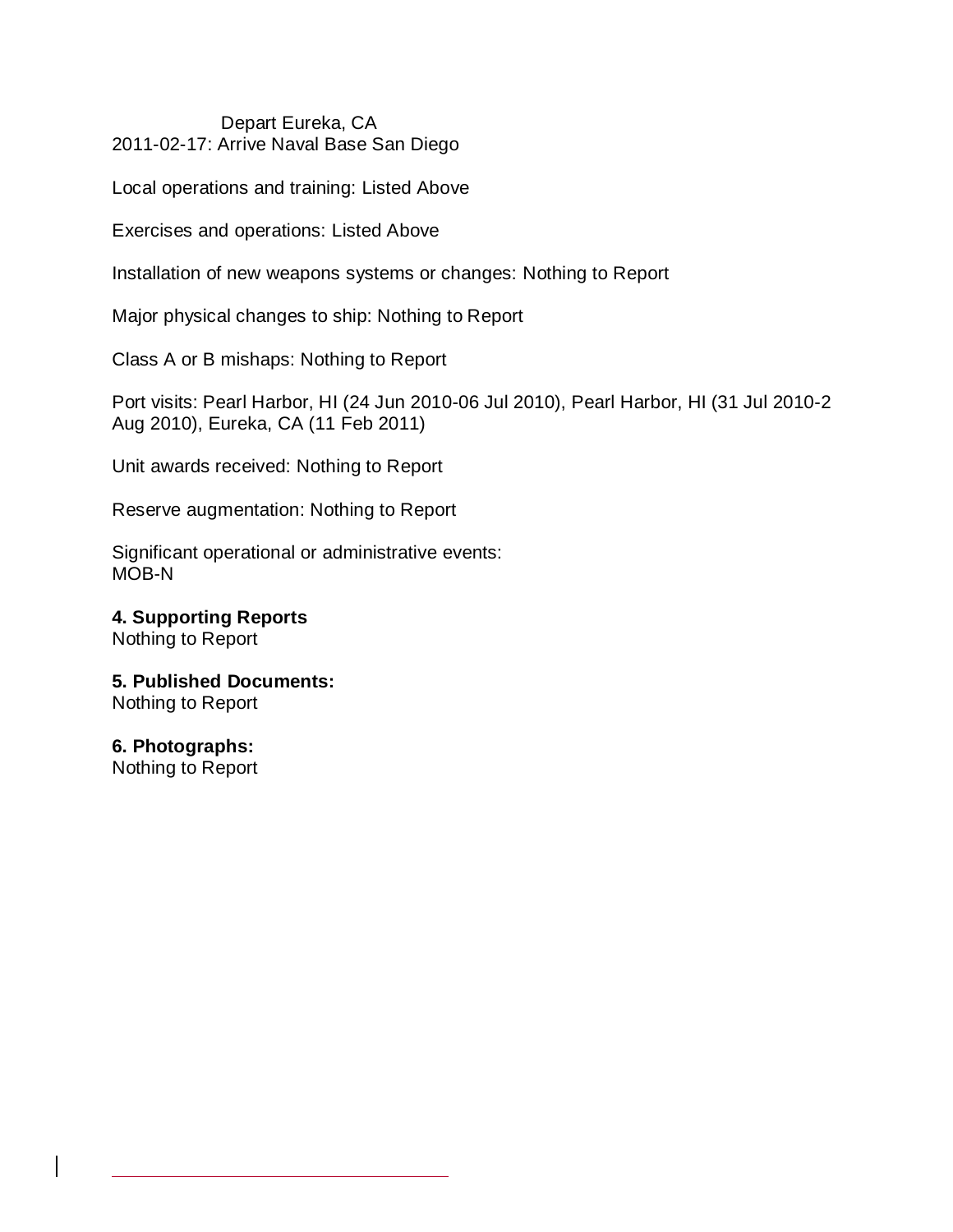Depart Eureka, CA
2011-02-17: Arrive Naval Base San Diego

Local operations and training: Listed Above

Exercises and operations: Listed Above

Installation of new weapons systems or changes: Nothing to Report

Major physical changes to ship: Nothing to Report

Class A or B mishaps: Nothing to Report

Port visits: Pearl Harbor, HI (24 Jun 2010-06 Jul 2010), Pearl Harbor, HI (31 Jul 2010-2 Aug 2010), Eureka, CA (11 Feb 2011)

Unit awards received: Nothing to Report

Reserve augmentation: Nothing to Report

Significant operational or administrative events:
MOB-N

**4. Supporting Reports**
Nothing to Report

**5. Published Documents:**
Nothing to Report

**6. Photographs:**
Nothing to Report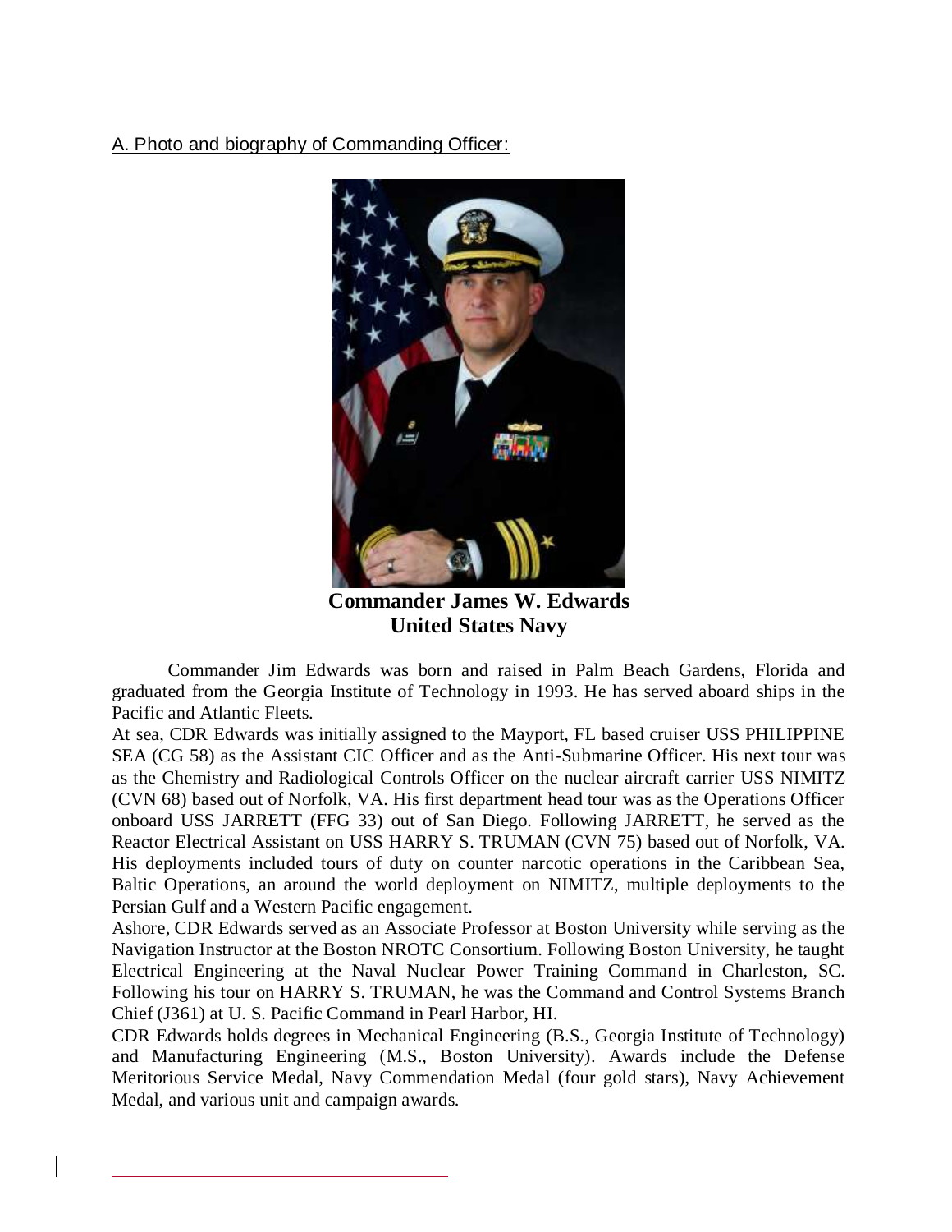A. Photo and biography of Commanding Officer:

**Commander James W. Edwards**
**United States Navy**

Commander Jim Edwards was born and raised in Palm Beach Gardens, Florida and graduated from the Georgia Institute of Technology in 1993. He has served aboard ships in the Pacific and Atlantic Fleets.

At sea, CDR Edwards was initially assigned to the Mayport, FL based cruiser USS PHILIPPINE SEA (CG 58) as the Assistant CIC Officer and as the Anti-Submarine Officer. His next tour was as the Chemistry and Radiological Controls Officer on the nuclear aircraft carrier USS NIMITZ (CVN 68) based out of Norfolk, VA. His first department head tour was as the Operations Officer onboard USS JARRETT (FFG 33) out of San Diego. Following JARRETT, he served as the Reactor Electrical Assistant on USS HARRY S. TRUMAN (CVN 75) based out of Norfolk, VA. His deployments included tours of duty on counter narcotic operations in the Caribbean Sea, Baltic Operations, an around the world deployment on NIMITZ, multiple deployments to the Persian Gulf and a Western Pacific engagement.

Ashore, CDR Edwards served as an Associate Professor at Boston University while serving as the Navigation Instructor at the Boston NROTC Consortium. Following Boston University, he taught Electrical Engineering at the Naval Nuclear Power Training Command in Charleston, SC. Following his tour on HARRY S. TRUMAN, he was the Command and Control Systems Branch Chief (J361) at U. S. Pacific Command in Pearl Harbor, HI.

CDR Edwards holds degrees in Mechanical Engineering (B.S., Georgia Institute of Technology) and Manufacturing Engineering (M.S., Boston University). Awards include the Defense Meritorious Service Medal, Navy Commendation Medal (four gold stars), Navy Achievement Medal, and various unit and campaign awards.